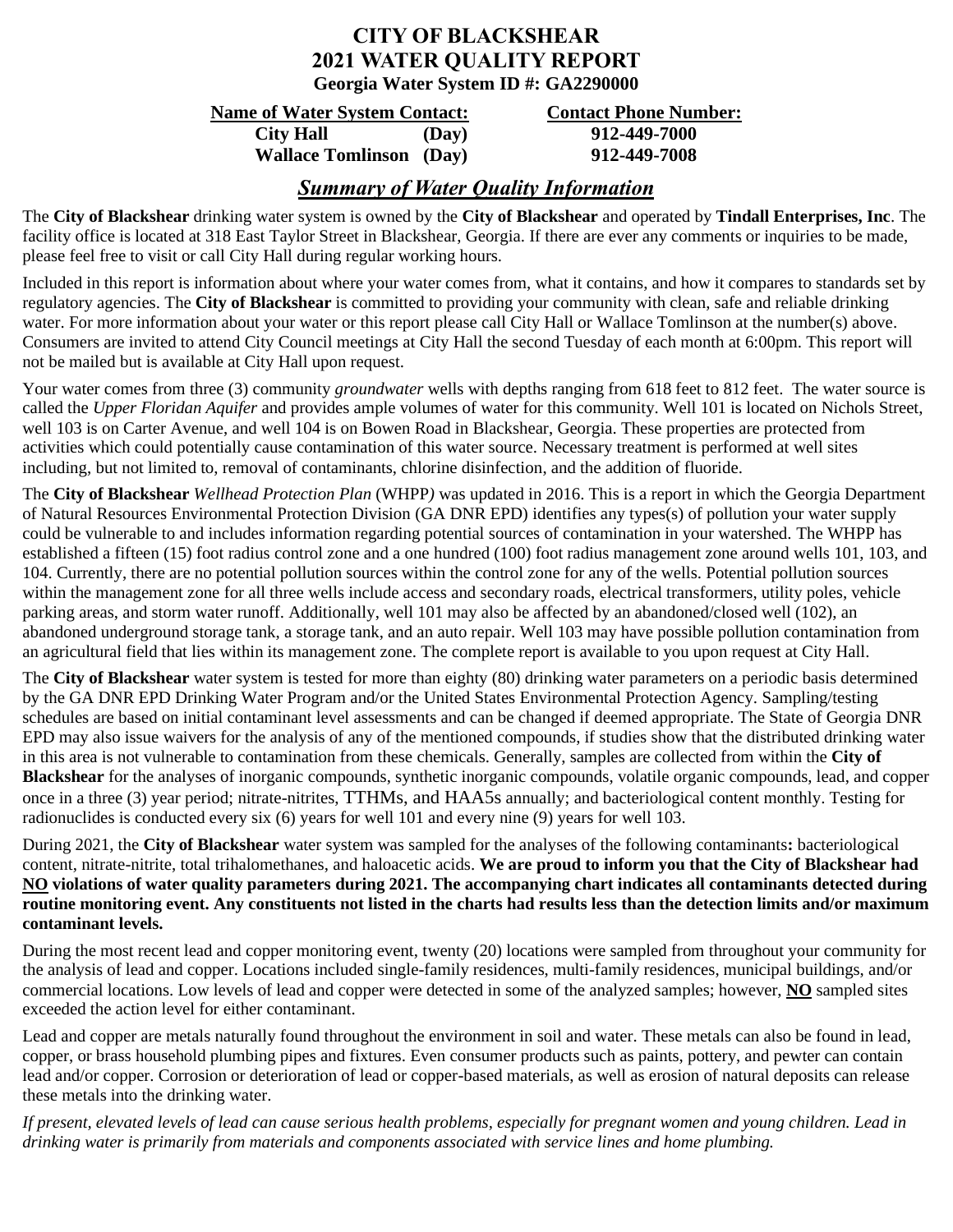# CITY OF BLACKSHEAR
## 2021 WATER QUALITY REPORT
### Georgia Water System ID #: GA2290000

| **Name of Water System Contact:** | | **Contact Phone Number:** |
|---|---|---|
| **City Hall** | **(Day)** | **912-449-7000** |
| **Wallace Tomlinson** | **(Day)** | **912-449-7008** |

## *Summary of Water Quality Information*

The **City of Blackshear** drinking water system is owned by the **City of Blackshear** and operated by **Tindall Enterprises, Inc**. The facility office is located at 318 East Taylor Street in Blackshear, Georgia. If there are ever any comments or inquiries to be made, please feel free to visit or call City Hall during regular working hours.

Included in this report is information about where your water comes from, what it contains, and how it compares to standards set by regulatory agencies. The **City of Blackshear** is committed to providing your community with clean, safe and reliable drinking water. For more information about your water or this report please call City Hall or Wallace Tomlinson at the number(s) above. Consumers are invited to attend City Council meetings at City Hall the second Tuesday of each month at 6:00pm. This report will not be mailed but is available at City Hall upon request.

Your water comes from three (3) community *groundwater* wells with depths ranging from 618 feet to 812 feet. The water source is called the *Upper Floridan Aquifer* and provides ample volumes of water for this community. Well 101 is located on Nichols Street, well 103 is on Carter Avenue, and well 104 is on Bowen Road in Blackshear, Georgia. These properties are protected from activities which could potentially cause contamination of this water source. Necessary treatment is performed at well sites including, but not limited to, removal of contaminants, chlorine disinfection, and the addition of fluoride.

The **City of Blackshear** *Wellhead Protection Plan* (WHPP*)* was updated in 2016. This is a report in which the Georgia Department of Natural Resources Environmental Protection Division (GA DNR EPD) identifies any types(s) of pollution your water supply could be vulnerable to and includes information regarding potential sources of contamination in your watershed. The WHPP has established a fifteen (15) foot radius control zone and a one hundred (100) foot radius management zone around wells 101, 103, and 104. Currently, there are no potential pollution sources within the control zone for any of the wells. Potential pollution sources within the management zone for all three wells include access and secondary roads, electrical transformers, utility poles, vehicle parking areas, and storm water runoff. Additionally, well 101 may also be affected by an abandoned/closed well (102), an abandoned underground storage tank, a storage tank, and an auto repair. Well 103 may have possible pollution contamination from an agricultural field that lies within its management zone. The complete report is available to you upon request at City Hall.

The **City of Blackshear** water system is tested for more than eighty (80) drinking water parameters on a periodic basis determined by the GA DNR EPD Drinking Water Program and/or the United States Environmental Protection Agency. Sampling/testing schedules are based on initial contaminant level assessments and can be changed if deemed appropriate. The State of Georgia DNR EPD may also issue waivers for the analysis of any of the mentioned compounds, if studies show that the distributed drinking water in this area is not vulnerable to contamination from these chemicals. Generally, samples are collected from within the **City of Blackshear** for the analyses of inorganic compounds, synthetic inorganic compounds, volatile organic compounds, lead, and copper once in a three (3) year period; nitrate-nitrites, TTHMs, and HAA5s annually; and bacteriological content monthly. Testing for radionuclides is conducted every six (6) years for well 101 and every nine (9) years for well 103.

During 2021, the **City of Blackshear** water system was sampled for the analyses of the following contaminants**:** bacteriological content, nitrate-nitrite, total trihalomethanes, and haloacetic acids. **We are proud to inform you that the City of Blackshear had <u>NO</u> violations of water quality parameters during 2021. The accompanying chart indicates all contaminants detected during routine monitoring event. Any constituents not listed in the charts had results less than the detection limits and/or maximum contaminant levels.**

During the most recent lead and copper monitoring event, twenty (20) locations were sampled from throughout your community for the analysis of lead and copper. Locations included single-family residences, multi-family residences, municipal buildings, and/or commercial locations. Low levels of lead and copper were detected in some of the analyzed samples; however, **<u>NO</u>** sampled sites exceeded the action level for either contaminant.

Lead and copper are metals naturally found throughout the environment in soil and water. These metals can also be found in lead, copper, or brass household plumbing pipes and fixtures. Even consumer products such as paints, pottery, and pewter can contain lead and/or copper. Corrosion or deterioration of lead or copper-based materials, as well as erosion of natural deposits can release these metals into the drinking water.

*If present, elevated levels of lead can cause serious health problems, especially for pregnant women and young children. Lead in drinking water is primarily from materials and components associated with service lines and home plumbing.*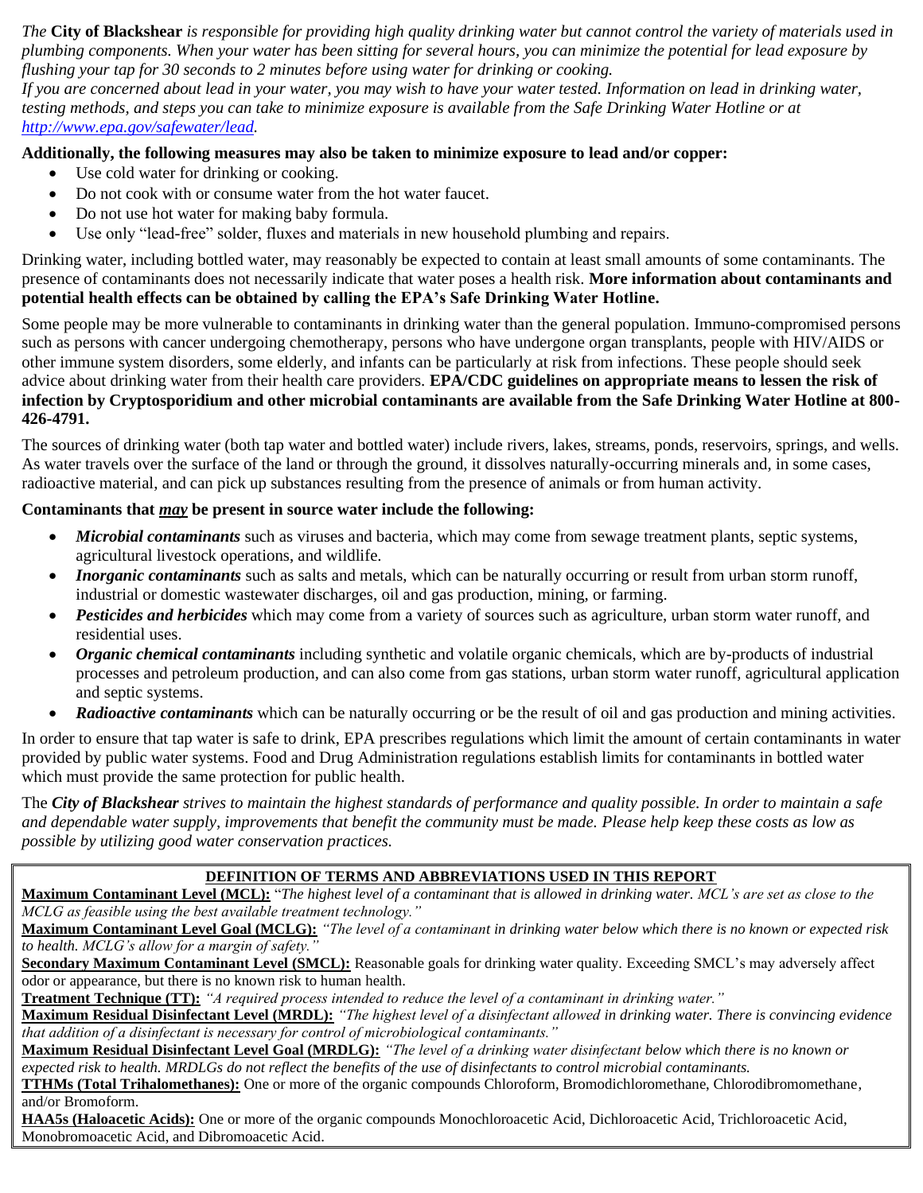*The* **City of Blackshear** *is responsible for providing high quality drinking water but cannot control the variety of materials used in plumbing components. When your water has been sitting for several hours, you can minimize the potential for lead exposure by flushing your tap for 30 seconds to 2 minutes before using water for drinking or cooking.*

*If you are concerned about lead in your water, you may wish to have your water tested. Information on lead in drinking water, testing methods, and steps you can take to minimize exposure is available from the Safe Drinking Water Hotline or at [http://www.epa.gov/safewater/lead](http://www.epa.gov/safewater/lead).*

**Additionally, the following measures may also be taken to minimize exposure to lead and/or copper:**

- Use cold water for drinking or cooking.
- Do not cook with or consume water from the hot water faucet.
- Do not use hot water for making baby formula.
- Use only "lead-free" solder, fluxes and materials in new household plumbing and repairs.

Drinking water, including bottled water, may reasonably be expected to contain at least small amounts of some contaminants. The presence of contaminants does not necessarily indicate that water poses a health risk. **More information about contaminants and potential health effects can be obtained by calling the EPA's Safe Drinking Water Hotline.**

Some people may be more vulnerable to contaminants in drinking water than the general population. Immuno-compromised persons such as persons with cancer undergoing chemotherapy, persons who have undergone organ transplants, people with HIV/AIDS or other immune system disorders, some elderly, and infants can be particularly at risk from infections. These people should seek advice about drinking water from their health care providers. **EPA/CDC guidelines on appropriate means to lessen the risk of infection by Cryptosporidium and other microbial contaminants are available from the Safe Drinking Water Hotline at 800-426-4791.**

The sources of drinking water (both tap water and bottled water) include rivers, lakes, streams, ponds, reservoirs, springs, and wells. As water travels over the surface of the land or through the ground, it dissolves naturally-occurring minerals and, in some cases, radioactive material, and can pick up substances resulting from the presence of animals or from human activity.

**Contaminants that *may* be present in source water include the following:**

- ***Microbial contaminants*** such as viruses and bacteria, which may come from sewage treatment plants, septic systems, agricultural livestock operations, and wildlife.
- ***Inorganic contaminants*** such as salts and metals, which can be naturally occurring or result from urban storm runoff, industrial or domestic wastewater discharges, oil and gas production, mining, or farming.
- ***Pesticides and herbicides*** which may come from a variety of sources such as agriculture, urban storm water runoff, and residential uses.
- ***Organic chemical contaminants*** including synthetic and volatile organic chemicals, which are by-products of industrial processes and petroleum production, and can also come from gas stations, urban storm water runoff, agricultural application and septic systems.
- ***Radioactive contaminants*** which can be naturally occurring or be the result of oil and gas production and mining activities.

In order to ensure that tap water is safe to drink, EPA prescribes regulations which limit the amount of certain contaminants in water provided by public water systems. Food and Drug Administration regulations establish limits for contaminants in bottled water which must provide the same protection for public health.

The ***City of Blackshear*** *strives to maintain the highest standards of performance and quality possible. In order to maintain a safe and dependable water supply, improvements that benefit the community must be made. Please help keep these costs as low as possible by utilizing good water conservation practices.*

**DEFINITION OF TERMS AND ABBREVIATIONS USED IN THIS REPORT**

**Maximum Contaminant Level (MCL):** *"The highest level of a contaminant that is allowed in drinking water. MCL's are set as close to the MCLG as feasible using the best available treatment technology."*

**Maximum Contaminant Level Goal (MCLG):** *"The level of a contaminant in drinking water below which there is no known or expected risk to health. MCLG's allow for a margin of safety."*

**Secondary Maximum Contaminant Level (SMCL):** Reasonable goals for drinking water quality. Exceeding SMCL's may adversely affect odor or appearance, but there is no known risk to human health.

**Treatment Technique (TT):** *"A required process intended to reduce the level of a contaminant in drinking water."*

**Maximum Residual Disinfectant Level (MRDL):** *"The highest level of a disinfectant allowed in drinking water. There is convincing evidence that addition of a disinfectant is necessary for control of microbiological contaminants."*

**Maximum Residual Disinfectant Level Goal (MRDLG):** *"The level of a drinking water disinfectant below which there is no known or expected risk to health. MRDLGs do not reflect the benefits of the use of disinfectants to control microbial contaminants.*

**TTHMs (Total Trihalomethanes):** One or more of the organic compounds Chloroform, Bromodichloromethane, Chlorodibromomethane, and/or Bromoform.

**HAA5s (Haloacetic Acids):** One or more of the organic compounds Monochloroacetic Acid, Dichloroacetic Acid, Trichloroacetic Acid, Monobromoacetic Acid, and Dibromoacetic Acid.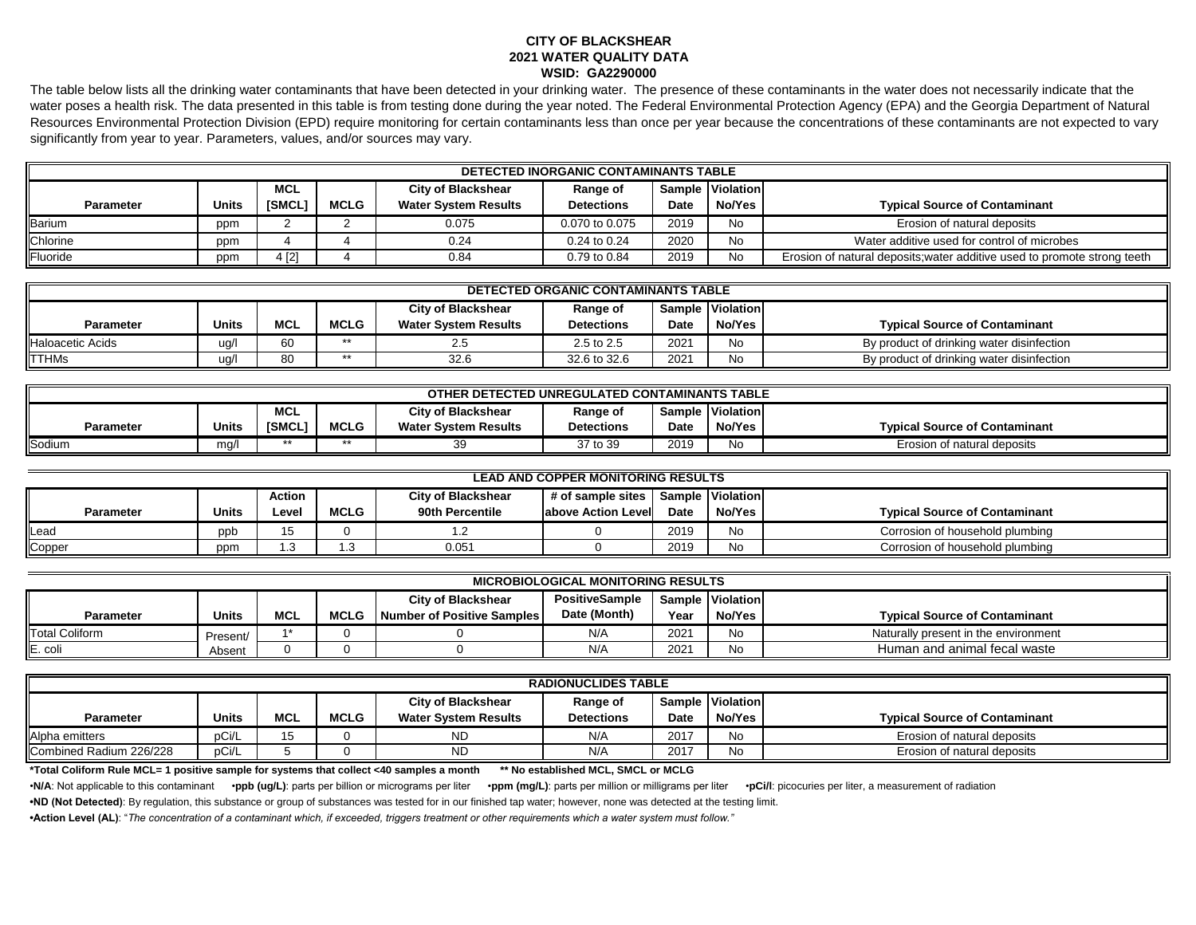# CITY OF BLACKSHEAR
## 2021 WATER QUALITY DATA
## WSID: GA2290000

The table below lists all the drinking water contaminants that have been detected in your drinking water. The presence of these contaminants in the water does not necessarily indicate that the water poses a health risk. The data presented in this table is from testing done during the year noted. The Federal Environmental Protection Agency (EPA) and the Georgia Department of Natural Resources Environmental Protection Division (EPD) require monitoring for certain contaminants less than once per year because the concentrations of these contaminants are not expected to vary significantly from year to year. Parameters, values, and/or sources may vary.

**DETECTED INORGANIC CONTAMINANTS TABLE**

| Parameter | Units | MCL [SMCL] | MCLG | City of Blackshear Water System Results | Range of Detections | Sample Date | Violation No/Yes | Typical Source of Contaminant |
|---|---|---|---|---|---|---|---|---|
| Barium | ppm | 2 | 2 | 0.075 | 0.070 to 0.075 | 2019 | No | Erosion of natural deposits |
| Chlorine | ppm | 4 | 4 | 0.24 | 0.24 to 0.24 | 2020 | No | Water additive used for control of microbes |
| Fluoride | ppm | 4 [2] | 4 | 0.84 | 0.79 to 0.84 | 2019 | No | Erosion of natural deposits;water additive used to promote strong teeth |

**DETECTED ORGANIC CONTAMINANTS TABLE**

| Parameter | Units | MCL | MCLG | City of Blackshear Water System Results | Range of Detections | Sample Date | Violation No/Yes | Typical Source of Contaminant |
|---|---|---|---|---|---|---|---|---|
| Haloacetic Acids | ug/l | 60 | ** | 2.5 | 2.5 to 2.5 | 2021 | No | By product of drinking water disinfection |
| TTHMs | ug/l | 80 | ** | 32.6 | 32.6 to 32.6 | 2021 | No | By product of drinking water disinfection |

**OTHER DETECTED UNREGULATED CONTAMINANTS TABLE**

| Parameter | Units | MCL [SMCL] | MCLG | City of Blackshear Water System Results | Range of Detections | Sample Date | Violation No/Yes | Typical Source of Contaminant |
|---|---|---|---|---|---|---|---|---|
| Sodium | mg/l | ** | ** | 39 | 37 to 39 | 2019 | No | Erosion of natural deposits |

**LEAD AND COPPER MONITORING RESULTS**

| Parameter | Units | Action Level | MCLG | City of Blackshear 90th Percentile | # of sample sites above Action Level | Sample Date | Violation No/Yes | Typical Source of Contaminant |
|---|---|---|---|---|---|---|---|---|
| Lead | ppb | 15 | 0 | 1.2 | 0 | 2019 | No | Corrosion of household plumbing |
| Copper | ppm | 1.3 | 1.3 | 0.051 | 0 | 2019 | No | Corrosion of household plumbing |

**MICROBIOLOGICAL MONITORING RESULTS**

| Parameter | Units | MCL | MCLG | City of Blackshear Number of Positive Samples | PositiveSample Date (Month) | Sample Year | Violation No/Yes | Typical Source of Contaminant |
|---|---|---|---|---|---|---|---|---|
| Total Coliform | Present/ | 1* | 0 | 0 | N/A | 2021 | No | Naturally present in the environment |
| E. coli | Absent | 0 | 0 | 0 | N/A | 2021 | No | Human and animal fecal waste |

**RADIONUCLIDES TABLE**

| Parameter | Units | MCL | MCLG | City of Blackshear Water System Results | Range of Detections | Sample Date | Violation No/Yes | Typical Source of Contaminant |
|---|---|---|---|---|---|---|---|---|
| Alpha emitters | pCi/L | 15 | 0 | ND | N/A | 2017 | No | Erosion of natural deposits |
| Combined Radium 226/228 | pCi/L | 5 | 0 | ND | N/A | 2017 | No | Erosion of natural deposits |

**\*Total Coliform Rule MCL= 1 positive sample for systems that collect <40 samples a month** **** No established MCL, SMCL or MCLG**

•**N/A**: Not applicable to this contaminant •**ppb (ug/L)**: parts per billion or micrograms per liter •**ppm (mg/L)**: parts per million or milligrams per liter •**pCi/l**: picocuries per liter, a measurement of radiation

•**ND (Not Detected)**: By regulation, this substance or group of substances was tested for in our finished tap water; however, none was detected at the testing limit.

•**Action Level (AL)**: "*The concentration of a contaminant which, if exceeded, triggers treatment or other requirements which a water system must follow.*"